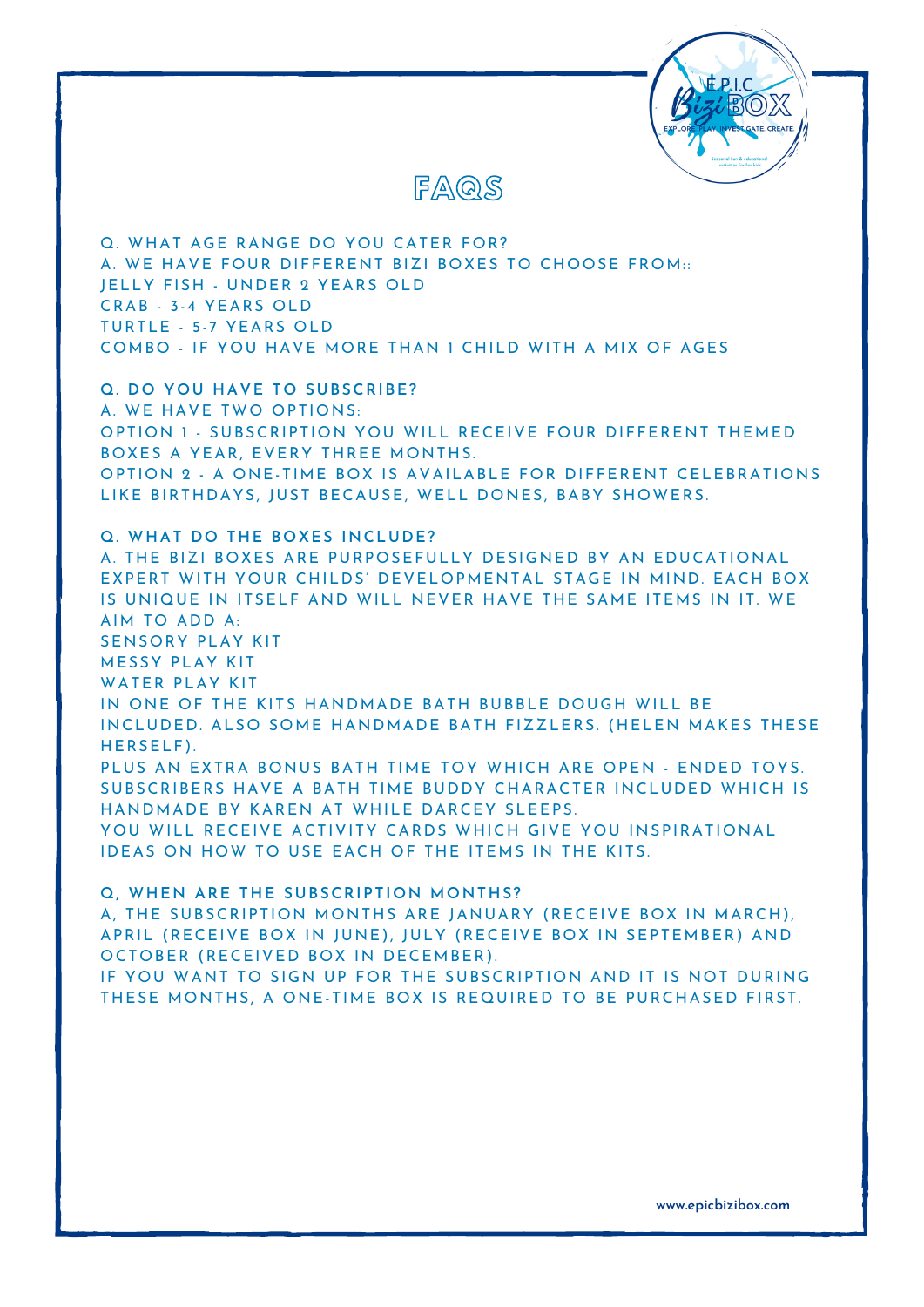# FAQS

Q. WHAT AGE RANGE DO YOU CATER FOR?
A. WE HAVE FOUR DIFFERENT BIZI BOXES TO CHOOSE FROM::
JELLY FISH - UNDER 2 YEARS OLD
CRAB - 3-4 YEARS OLD
TURTLE - 5-7 YEARS OLD
COMBO - IF YOU HAVE MORE THAN 1 CHILD WITH A MIX OF AGES

**Q. DO YOU HAVE TO SUBSCRIBE?**
A. WE HAVE TWO OPTIONS:
OPTION 1 - SUBSCRIPTION YOU WILL RECEIVE FOUR DIFFERENT THEMED BOXES A YEAR, EVERY THREE MONTHS.
OPTION 2 - A ONE-TIME BOX IS AVAILABLE FOR DIFFERENT CELEBRATIONS LIKE BIRTHDAYS, JUST BECAUSE, WELL DONES, BABY SHOWERS.

**Q. WHAT DO THE BOXES INCLUDE?**
A. THE BIZI BOXES ARE PURPOSEFULLY DESIGNED BY AN EDUCATIONAL EXPERT WITH YOUR CHILDS' DEVELOPMENTAL STAGE IN MIND. EACH BOX IS UNIQUE IN ITSELF AND WILL NEVER HAVE THE SAME ITEMS IN IT. WE AIM TO ADD A:
SENSORY PLAY KIT
MESSY PLAY KIT
WATER PLAY KIT
IN ONE OF THE KITS HANDMADE BATH BUBBLE DOUGH WILL BE INCLUDED. ALSO SOME HANDMADE BATH FIZZLERS. (HELEN MAKES THESE HERSELF).
PLUS AN EXTRA BONUS BATH TIME TOY WHICH ARE OPEN - ENDED TOYS. SUBSCRIBERS HAVE A BATH TIME BUDDY CHARACTER INCLUDED WHICH IS HANDMADE BY KAREN AT WHILE DARCEY SLEEPS.
YOU WILL RECEIVE ACTIVITY CARDS WHICH GIVE YOU INSPIRATIONAL IDEAS ON HOW TO USE EACH OF THE ITEMS IN THE KITS.

**Q, WHEN ARE THE SUBSCRIPTION MONTHS?**
A, THE SUBSCRIPTION MONTHS ARE JANUARY (RECEIVE BOX IN MARCH), APRIL (RECEIVE BOX IN JUNE), JULY (RECEIVE BOX IN SEPTEMBER) AND OCTOBER (RECEIVED BOX IN DECEMBER).
IF YOU WANT TO SIGN UP FOR THE SUBSCRIPTION AND IT IS NOT DURING THESE MONTHS, A ONE-TIME BOX IS REQUIRED TO BE PURCHASED FIRST.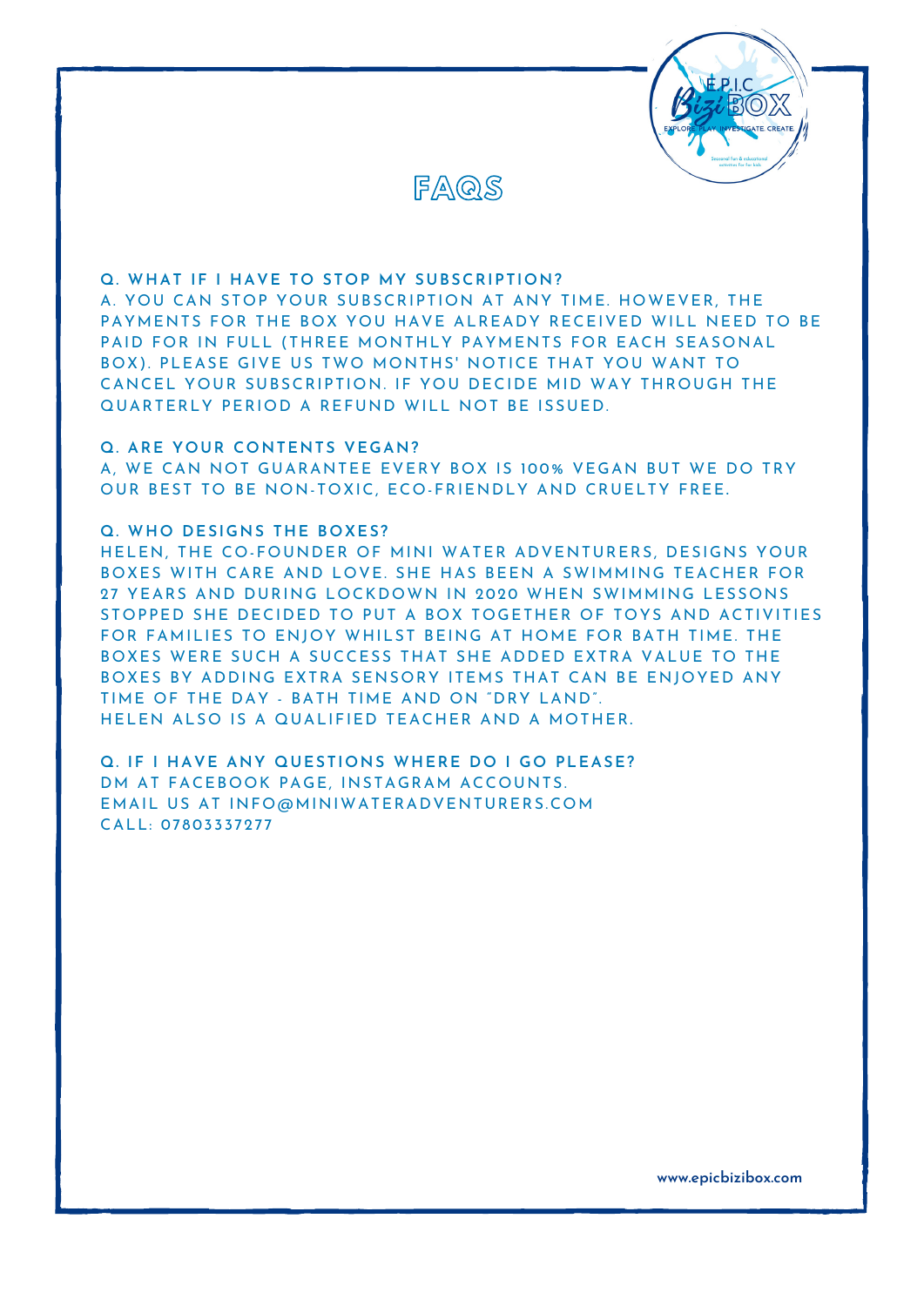# FAQS

**Q. WHAT IF I HAVE TO STOP MY SUBSCRIPTION?**

A. YOU CAN STOP YOUR SUBSCRIPTION AT ANY TIME. HOWEVER, THE PAYMENTS FOR THE BOX YOU HAVE ALREADY RECEIVED WILL NEED TO BE PAID FOR IN FULL (THREE MONTHLY PAYMENTS FOR EACH SEASONAL BOX). PLEASE GIVE US TWO MONTHS' NOTICE THAT YOU WANT TO CANCEL YOUR SUBSCRIPTION. IF YOU DECIDE MID WAY THROUGH THE QUARTERLY PERIOD A REFUND WILL NOT BE ISSUED.

**Q. ARE YOUR CONTENTS VEGAN?**

A, WE CAN NOT GUARANTEE EVERY BOX IS 100% VEGAN BUT WE DO TRY OUR BEST TO BE NON-TOXIC, ECO-FRIENDLY AND CRUELTY FREE.

**Q. WHO DESIGNS THE BOXES?**

HELEN, THE CO-FOUNDER OF MINI WATER ADVENTURERS, DESIGNS YOUR BOXES WITH CARE AND LOVE. SHE HAS BEEN A SWIMMING TEACHER FOR 27 YEARS AND DURING LOCKDOWN IN 2020 WHEN SWIMMING LESSONS STOPPED SHE DECIDED TO PUT A BOX TOGETHER OF TOYS AND ACTIVITIES FOR FAMILIES TO ENJOY WHILST BEING AT HOME FOR BATH TIME. THE BOXES WERE SUCH A SUCCESS THAT SHE ADDED EXTRA VALUE TO THE BOXES BY ADDING EXTRA SENSORY ITEMS THAT CAN BE ENJOYED ANY TIME OF THE DAY - BATH TIME AND ON "DRY LAND".
HELEN ALSO IS A QUALIFIED TEACHER AND A MOTHER.

**Q. IF I HAVE ANY QUESTIONS WHERE DO I GO PLEASE?**

DM AT FACEBOOK PAGE, INSTAGRAM ACCOUNTS.
EMAIL US AT INFO@MINIWATERADVENTURERS.COM
CALL: 07803337277